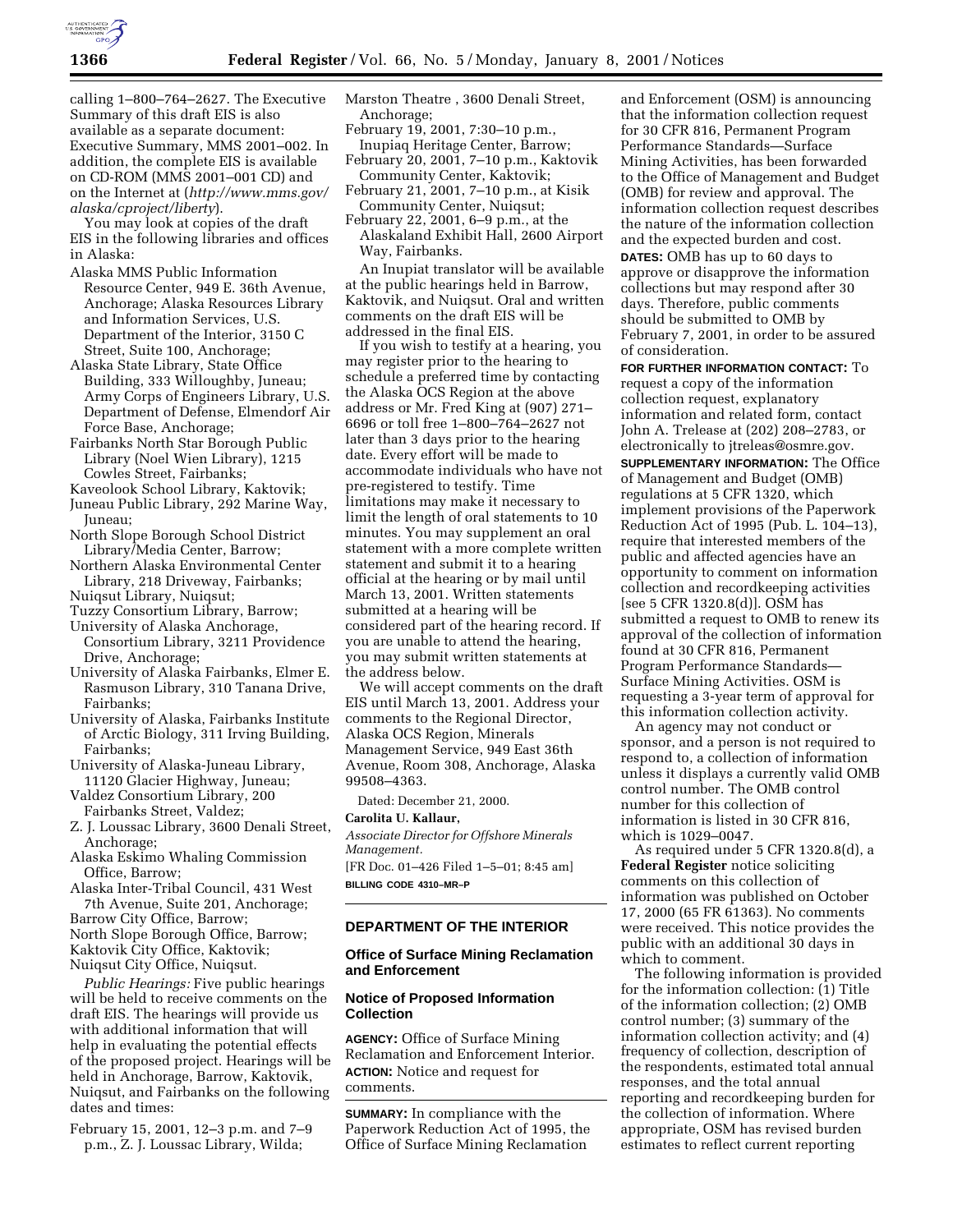calling 1–800–764–2627. The Executive Summary of this draft EIS is also available as a separate document: Executive Summary, MMS 2001–002. In addition, the complete EIS is available on CD-ROM (MMS 2001–001 CD) and on the Internet at (*http://www.mms.gov/alaska/cproject/liberty*).

You may look at copies of the draft EIS in the following libraries and offices in Alaska:

Alaska MMS Public Information Resource Center, 949 E. 36th Avenue, Anchorage; Alaska Resources Library and Information Services, U.S. Department of the Interior, 3150 C Street, Suite 100, Anchorage;
Alaska State Library, State Office Building, 333 Willoughby, Juneau; Army Corps of Engineers Library, U.S. Department of Defense, Elmendorf Air Force Base, Anchorage;
Fairbanks North Star Borough Public Library (Noel Wien Library), 1215 Cowles Street, Fairbanks;
Kaveolook School Library, Kaktovik;
Juneau Public Library, 292 Marine Way, Juneau;
North Slope Borough School District Library/Media Center, Barrow;
Northern Alaska Environmental Center Library, 218 Driveway, Fairbanks;
Nuiqsut Library, Nuiqsut;
Tuzzy Consortium Library, Barrow;
University of Alaska Anchorage, Consortium Library, 3211 Providence Drive, Anchorage;
University of Alaska Fairbanks, Elmer E. Rasmuson Library, 310 Tanana Drive, Fairbanks;
University of Alaska, Fairbanks Institute of Arctic Biology, 311 Irving Building, Fairbanks;
University of Alaska-Juneau Library, 11120 Glacier Highway, Juneau;
Valdez Consortium Library, 200 Fairbanks Street, Valdez;
Z. J. Loussac Library, 3600 Denali Street, Anchorage;
Alaska Eskimo Whaling Commission Office, Barrow;
Alaska Inter-Tribal Council, 431 West 7th Avenue, Suite 201, Anchorage;
Barrow City Office, Barrow;
North Slope Borough Office, Barrow;
Kaktovik City Office, Kaktovik;
Nuiqsut City Office, Nuiqsut.

*Public Hearings:* Five public hearings will be held to receive comments on the draft EIS. The hearings will provide us with additional information that will help in evaluating the potential effects of the proposed project. Hearings will be held in Anchorage, Barrow, Kaktovik, Nuiqsut, and Fairbanks on the following dates and times:

February 15, 2001, 12–3 p.m. and 7–9 p.m., Z. J. Loussac Library, Wilda; Marston Theatre , 3600 Denali Street, Anchorage;
February 19, 2001, 7:30–10 p.m., Inupiaq Heritage Center, Barrow;
February 20, 2001, 7–10 p.m., Kaktovik Community Center, Kaktovik;
February 21, 2001, 7–10 p.m., at Kisik Community Center, Nuiqsut;
February 22, 2001, 6–9 p.m., at the Alaskaland Exhibit Hall, 2600 Airport Way, Fairbanks.

An Inupiat translator will be available at the public hearings held in Barrow, Kaktovik, and Nuiqsut. Oral and written comments on the draft EIS will be addressed in the final EIS.

If you wish to testify at a hearing, you may register prior to the hearing to schedule a preferred time by contacting the Alaska OCS Region at the above address or Mr. Fred King at (907) 271–6696 or toll free 1–800–764–2627 not later than 3 days prior to the hearing date. Every effort will be made to accommodate individuals who have not pre-registered to testify. Time limitations may make it necessary to limit the length of oral statements to 10 minutes. You may supplement an oral statement with a more complete written statement and submit it to a hearing official at the hearing or by mail until March 13, 2001. Written statements submitted at a hearing will be considered part of the hearing record. If you are unable to attend the hearing, you may submit written statements at the address below.

We will accept comments on the draft EIS until March 13, 2001. Address your comments to the Regional Director, Alaska OCS Region, Minerals Management Service, 949 East 36th Avenue, Room 308, Anchorage, Alaska 99508–4363.

Dated: December 21, 2000.

**Carolita U. Kallaur,**

*Associate Director for Offshore Minerals Management.*

[FR Doc. 01–426 Filed 1–5–01; 8:45 am]

**BILLING CODE 4310–MR–P**

## DEPARTMENT OF THE INTERIOR

### Office of Surface Mining Reclamation and Enforcement

### Notice of Proposed Information Collection

**AGENCY:** Office of Surface Mining Reclamation and Enforcement Interior.

**ACTION:** Notice and request for comments.

**SUMMARY:** In compliance with the Paperwork Reduction Act of 1995, the Office of Surface Mining Reclamation and Enforcement (OSM) is announcing that the information collection request for 30 CFR 816, Permanent Program Performance Standards—Surface Mining Activities, has been forwarded to the Office of Management and Budget (OMB) for review and approval. The information collection request describes the nature of the information collection and the expected burden and cost.

**DATES:** OMB has up to 60 days to approve or disapprove the information collections but may respond after 30 days. Therefore, public comments should be submitted to OMB by February 7, 2001, in order to be assured of consideration.

**FOR FURTHER INFORMATION CONTACT:** To request a copy of the information collection request, explanatory information and related form, contact John A. Trelease at (202) 208–2783, or electronically to jtreleas@osmre.gov.

**SUPPLEMENTARY INFORMATION:** The Office of Management and Budget (OMB) regulations at 5 CFR 1320, which implement provisions of the Paperwork Reduction Act of 1995 (Pub. L. 104–13), require that interested members of the public and affected agencies have an opportunity to comment on information collection and recordkeeping activities [see 5 CFR 1320.8(d)]. OSM has submitted a request to OMB to renew its approval of the collection of information found at 30 CFR 816, Permanent Program Performance Standards—Surface Mining Activities. OSM is requesting a 3-year term of approval for this information collection activity.

An agency may not conduct or sponsor, and a person is not required to respond to, a collection of information unless it displays a currently valid OMB control number. The OMB control number for this collection of information is listed in 30 CFR 816, which is 1029–0047.

As required under 5 CFR 1320.8(d), a **Federal Register** notice soliciting comments on this collection of information was published on October 17, 2000 (65 FR 61363). No comments were received. This notice provides the public with an additional 30 days in which to comment.

The following information is provided for the information collection: (1) Title of the information collection; (2) OMB control number; (3) summary of the information collection activity; and (4) frequency of collection, description of the respondents, estimated total annual responses, and the total annual reporting and recordkeeping burden for the collection of information. Where appropriate, OSM has revised burden estimates to reflect current reporting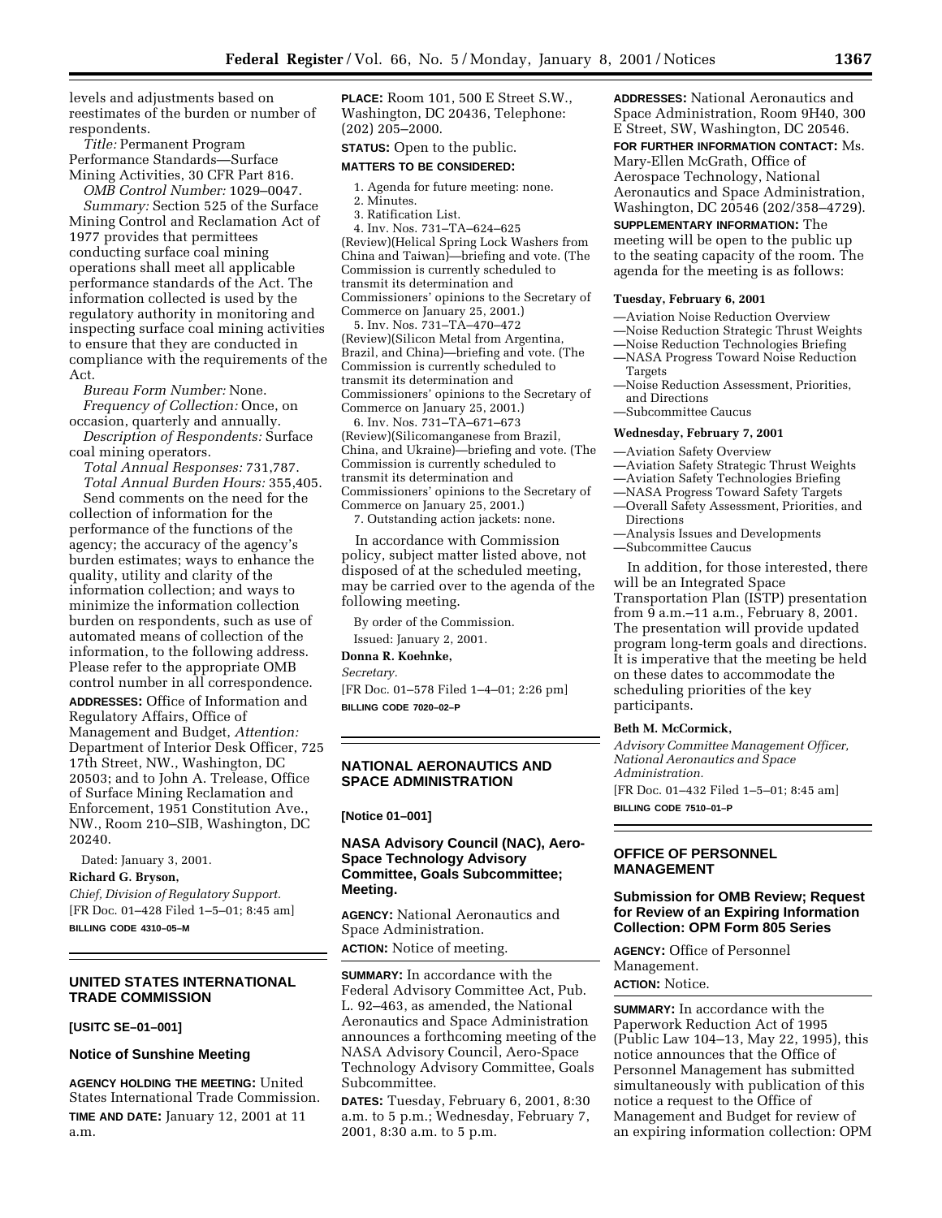levels and adjustments based on reestimates of the burden or number of respondents.

*Title:* Permanent Program Performance Standards—Surface Mining Activities, 30 CFR Part 816.

*OMB Control Number:* 1029–0047.

*Summary:* Section 525 of the Surface Mining Control and Reclamation Act of 1977 provides that permittees conducting surface coal mining operations shall meet all applicable performance standards of the Act. The information collected is used by the regulatory authority in monitoring and inspecting surface coal mining activities to ensure that they are conducted in compliance with the requirements of the Act.

*Bureau Form Number:* None.

*Frequency of Collection:* Once, on occasion, quarterly and annually.

*Description of Respondents:* Surface coal mining operators.

*Total Annual Responses:* 731,787.

*Total Annual Burden Hours:* 355,405.

Send comments on the need for the collection of information for the performance of the functions of the agency; the accuracy of the agency's burden estimates; ways to enhance the quality, utility and clarity of the information collection; and ways to minimize the information collection burden on respondents, such as use of automated means of collection of the information, to the following address. Please refer to the appropriate OMB control number in all correspondence.

**ADDRESSES:** Office of Information and Regulatory Affairs, Office of Management and Budget, *Attention:* Department of Interior Desk Officer, 725 17th Street, NW., Washington, DC 20503; and to John A. Trelease, Office of Surface Mining Reclamation and Enforcement, 1951 Constitution Ave., NW., Room 210–SIB, Washington, DC 20240.

Dated: January 3, 2001.

**Richard G. Bryson,**

*Chief, Division of Regulatory Support.*

[FR Doc. 01–428 Filed 1–5–01; 8:45 am]

**BILLING CODE 4310–05–M**

## UNITED STATES INTERNATIONAL TRADE COMMISSION

**[USITC SE–01–001]**

### Notice of Sunshine Meeting

**AGENCY HOLDING THE MEETING:** United States International Trade Commission.

**TIME AND DATE:** January 12, 2001 at 11 a.m.

**PLACE:** Room 101, 500 E Street S.W., Washington, DC 20436, Telephone: (202) 205–2000.

**STATUS:** Open to the public.

**MATTERS TO BE CONSIDERED:**

1. Agenda for future meeting: none.
2. Minutes.
3. Ratification List.
4. Inv. Nos. 731–TA–624–625 (Review)(Helical Spring Lock Washers from China and Taiwan)—briefing and vote. (The Commission is currently scheduled to transmit its determination and Commissioners' opinions to the Secretary of Commerce on January 25, 2001.)
5. Inv. Nos. 731–TA–470–472 (Review)(Silicon Metal from Argentina, Brazil, and China)—briefing and vote. (The Commission is currently scheduled to transmit its determination and Commissioners' opinions to the Secretary of Commerce on January 25, 2001.)
6. Inv. Nos. 731–TA–671–673 (Review)(Silicomanganese from Brazil, China, and Ukraine)—briefing and vote. (The Commission is currently scheduled to transmit its determination and Commissioners' opinions to the Secretary of Commerce on January 25, 2001.)
7. Outstanding action jackets: none.

In accordance with Commission policy, subject matter listed above, not disposed of at the scheduled meeting, may be carried over to the agenda of the following meeting.

By order of the Commission.

Issued: January 2, 2001.

**Donna R. Koehnke,**

*Secretary.*

[FR Doc. 01–578 Filed 1–4–01; 2:26 pm]

**BILLING CODE 7020–02–P**

## NATIONAL AERONAUTICS AND SPACE ADMINISTRATION

**[Notice 01–001]**

### NASA Advisory Council (NAC), Aero-Space Technology Advisory Committee, Goals Subcommittee; Meeting.

**AGENCY:** National Aeronautics and Space Administration.

**ACTION:** Notice of meeting.

**SUMMARY:** In accordance with the Federal Advisory Committee Act, Pub. L. 92–463, as amended, the National Aeronautics and Space Administration announces a forthcoming meeting of the NASA Advisory Council, Aero-Space Technology Advisory Committee, Goals Subcommittee.

**DATES:** Tuesday, February 6, 2001, 8:30 a.m. to 5 p.m.; Wednesday, February 7, 2001, 8:30 a.m. to 5 p.m.

**ADDRESSES:** National Aeronautics and Space Administration, Room 9H40, 300 E Street, SW, Washington, DC 20546.

**FOR FURTHER INFORMATION CONTACT:** Ms. Mary-Ellen McGrath, Office of Aerospace Technology, National Aeronautics and Space Administration, Washington, DC 20546 (202/358–4729).

**SUPPLEMENTARY INFORMATION:** The meeting will be open to the public up to the seating capacity of the room. The agenda for the meeting is as follows:

**Tuesday, February 6, 2001**

—Aviation Noise Reduction Overview
—Noise Reduction Strategic Thrust Weights
—Noise Reduction Technologies Briefing
—NASA Progress Toward Noise Reduction Targets
—Noise Reduction Assessment, Priorities, and Directions
—Subcommittee Caucus

**Wednesday, February 7, 2001**

—Aviation Safety Overview
—Aviation Safety Strategic Thrust Weights
—Aviation Safety Technologies Briefing
—NASA Progress Toward Safety Targets
—Overall Safety Assessment, Priorities, and Directions
—Analysis Issues and Developments
—Subcommittee Caucus

In addition, for those interested, there will be an Integrated Space Transportation Plan (ISTP) presentation from 9 a.m.–11 a.m., February 8, 2001. The presentation will provide updated program long-term goals and directions. It is imperative that the meeting be held on these dates to accommodate the scheduling priorities of the key participants.

**Beth M. McCormick,**

*Advisory Committee Management Officer, National Aeronautics and Space Administration.*

[FR Doc. 01–432 Filed 1–5–01; 8:45 am]

**BILLING CODE 7510–01–P**

## OFFICE OF PERSONNEL MANAGEMENT

### Submission for OMB Review; Request for Review of an Expiring Information Collection: OPM Form 805 Series

**AGENCY:** Office of Personnel Management.

**ACTION:** Notice.

**SUMMARY:** In accordance with the Paperwork Reduction Act of 1995 (Public Law 104–13, May 22, 1995), this notice announces that the Office of Personnel Management has submitted simultaneously with publication of this notice a request to the Office of Management and Budget for review of an expiring information collection: OPM